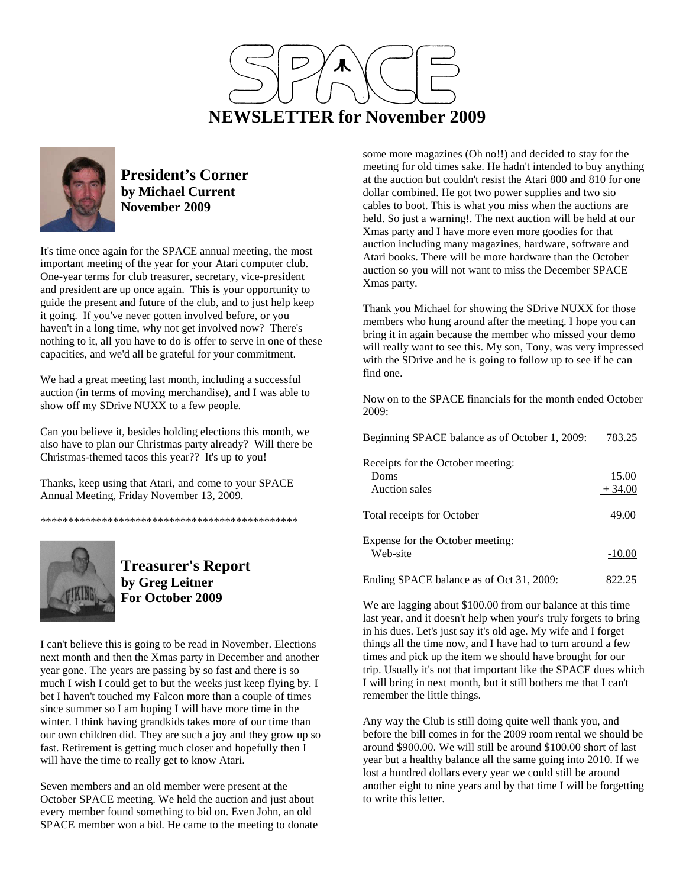# SPACE

# NEWSLETTER for November 2009

## President's Corner
**by Michael Current**
**November 2009**

It's time once again for the SPACE annual meeting, the most important meeting of the year for your Atari computer club. One-year terms for club treasurer, secretary, vice-president and president are up once again. This is your opportunity to guide the present and future of the club, and to just help keep it going. If you've never gotten involved before, or you haven't in a long time, why not get involved now? There's nothing to it, all you have to do is offer to serve in one of these capacities, and we'd all be grateful for your commitment.

We had a great meeting last month, including a successful auction (in terms of moving merchandise), and I was able to show off my SDrive NUXX to a few people.

Can you believe it, besides holding elections this month, we also have to plan our Christmas party already? Will there be Christmas-themed tacos this year?? It's up to you!

Thanks, keep using that Atari, and come to your SPACE Annual Meeting, Friday November 13, 2009.

\*\*\*\*\*\*\*\*\*\*\*\*\*\*\*\*\*\*\*\*\*\*\*\*\*\*\*\*\*\*\*\*\*\*\*\*\*\*\*\*\*\*\*\*\*\*\*\*

## Treasurer's Report
**by Greg Leitner**
**For October 2009**

I can't believe this is going to be read in November. Elections next month and then the Xmas party in December and another year gone. The years are passing by so fast and there is so much I wish I could get to but the weeks just keep flying by. I bet I haven't touched my Falcon more than a couple of times since summer so I am hoping I will have more time in the winter. I think having grandkids takes more of our time than our own children did. They are such a joy and they grow up so fast. Retirement is getting much closer and hopefully then I will have the time to really get to know Atari.

Seven members and an old member were present at the October SPACE meeting. We held the auction and just about every member found something to bid on. Even John, an old SPACE member won a bid. He came to the meeting to donate some more magazines (Oh no!!) and decided to stay for the meeting for old times sake. He hadn't intended to buy anything at the auction but couldn't resist the Atari 800 and 810 for one dollar combined. He got two power supplies and two sio cables to boot. This is what you miss when the auctions are held. So just a warning!. The next auction will be held at our Xmas party and I have more even more goodies for that auction including many magazines, hardware, software and Atari books. There will be more hardware than the October auction so you will not want to miss the December SPACE Xmas party.

Thank you Michael for showing the SDrive NUXX for those members who hung around after the meeting. I hope you can bring it in again because the member who missed your demo will really want to see this. My son, Tony, was very impressed with the SDrive and he is going to follow up to see if he can find one.

Now on to the SPACE financials for the month ended October 2009:

| | |
|---|---|
| Beginning SPACE balance as of October 1, 2009: | 783.25 |
| Receipts for the October meeting: | |
| Doms | 15.00 |
| Auction sales | + 34.00 |
| Total receipts for October | 49.00 |
| Expense for the October meeting: | |
| Web-site | -10.00 |
| Ending SPACE balance as of Oct 31, 2009: | 822.25 |

We are lagging about $100.00 from our balance at this time last year, and it doesn't help when your's truly forgets to bring in his dues. Let's just say it's old age. My wife and I forget things all the time now, and I have had to turn around a few times and pick up the item we should have brought for our trip. Usually it's not that important like the SPACE dues which I will bring in next month, but it still bothers me that I can't remember the little things.

Any way the Club is still doing quite well thank you, and before the bill comes in for the 2009 room rental we should be around $900.00. We will still be around $100.00 short of last year but a healthy balance all the same going into 2010. If we lost a hundred dollars every year we could still be around another eight to nine years and by that time I will be forgetting to write this letter.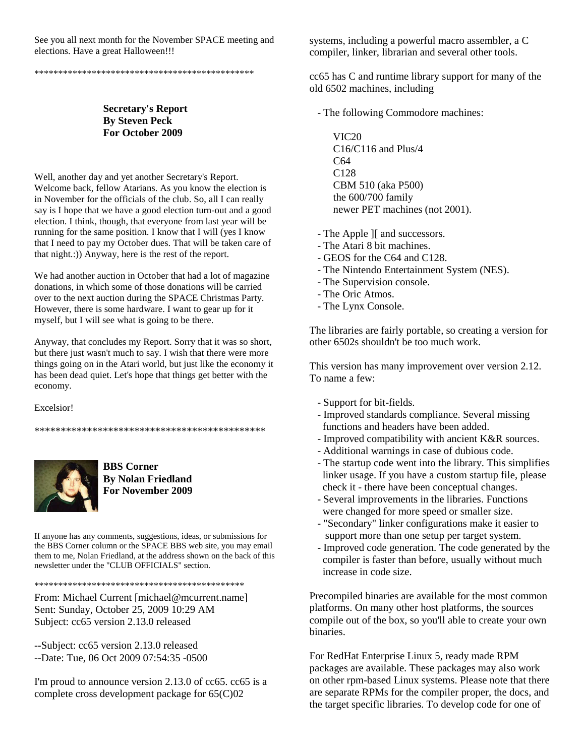See you all next month for the November SPACE meeting and elections. Have a great Halloween!!!

**********************************************

**Secretary's Report**
**By Steven Peck**
**For October 2009**

Well, another day and yet another Secretary's Report. Welcome back, fellow Atarians. As you know the election is in November for the officials of the club. So, all I can really say is I hope that we have a good election turn-out and a good election. I think, though, that everyone from last year will be running for the same position. I know that I will (yes I know that I need to pay my October dues. That will be taken care of that night.:)) Anyway, here is the rest of the report.

We had another auction in October that had a lot of magazine donations, in which some of those donations will be carried over to the next auction during the SPACE Christmas Party. However, there is some hardware. I want to gear up for it myself, but I will see what is going to be there.

Anyway, that concludes my Report. Sorry that it was so short, but there just wasn't much to say. I wish that there were more things going on in the Atari world, but just like the economy it has been dead quiet. Let's hope that things get better with the economy.

Excelsior!

**********************************************

**BBS Corner**
**By Nolan Friedland**
**For November 2009**

If anyone has any comments, suggestions, ideas, or submissions for the BBS Corner column or the SPACE BBS web site, you may email them to me, Nolan Friedland, at the address shown on the back of this newsletter under the "CLUB OFFICIALS" section.

**********************************************

From: Michael Current [michael@mcurrent.name]
Sent: Sunday, October 25, 2009 10:29 AM
Subject: cc65 version 2.13.0 released

--Subject: cc65 version 2.13.0 released
--Date: Tue, 06 Oct 2009 07:54:35 -0500

I'm proud to announce version 2.13.0 of cc65. cc65 is a complete cross development package for 65(C)02 systems, including a powerful macro assembler, a C compiler, linker, librarian and several other tools.

cc65 has C and runtime library support for many of the old 6502 machines, including

- The following Commodore machines:
  - VIC20
  - C16/C116 and Plus/4
  - C64
  - C128
  - CBM 510 (aka P500)
  - the 600/700 family
  - newer PET machines (not 2001).
- The Apple ][ and successors.
- The Atari 8 bit machines.
- GEOS for the C64 and C128.
- The Nintendo Entertainment System (NES).
- The Supervision console.
- The Oric Atmos.
- The Lynx Console.

The libraries are fairly portable, so creating a version for other 6502s shouldn't be too much work.

This version has many improvement over version 2.12. To name a few:

- Support for bit-fields.
- Improved standards compliance. Several missing functions and headers have been added.
- Improved compatibility with ancient K&R sources.
- Additional warnings in case of dubious code.
- The startup code went into the library. This simplifies linker usage. If you have a custom startup file, please check it - there have been conceptual changes.
- Several improvements in the libraries. Functions were changed for more speed or smaller size.
- "Secondary" linker configurations make it easier to support more than one setup per target system.
- Improved code generation. The code generated by the compiler is faster than before, usually without much increase in code size.

Precompiled binaries are available for the most common platforms. On many other host platforms, the sources compile out of the box, so you'll able to create your own binaries.

For RedHat Enterprise Linux 5, ready made RPM packages are available. These packages may also work on other rpm-based Linux systems. Please note that there are separate RPMs for the compiler proper, the docs, and the target specific libraries. To develop code for one of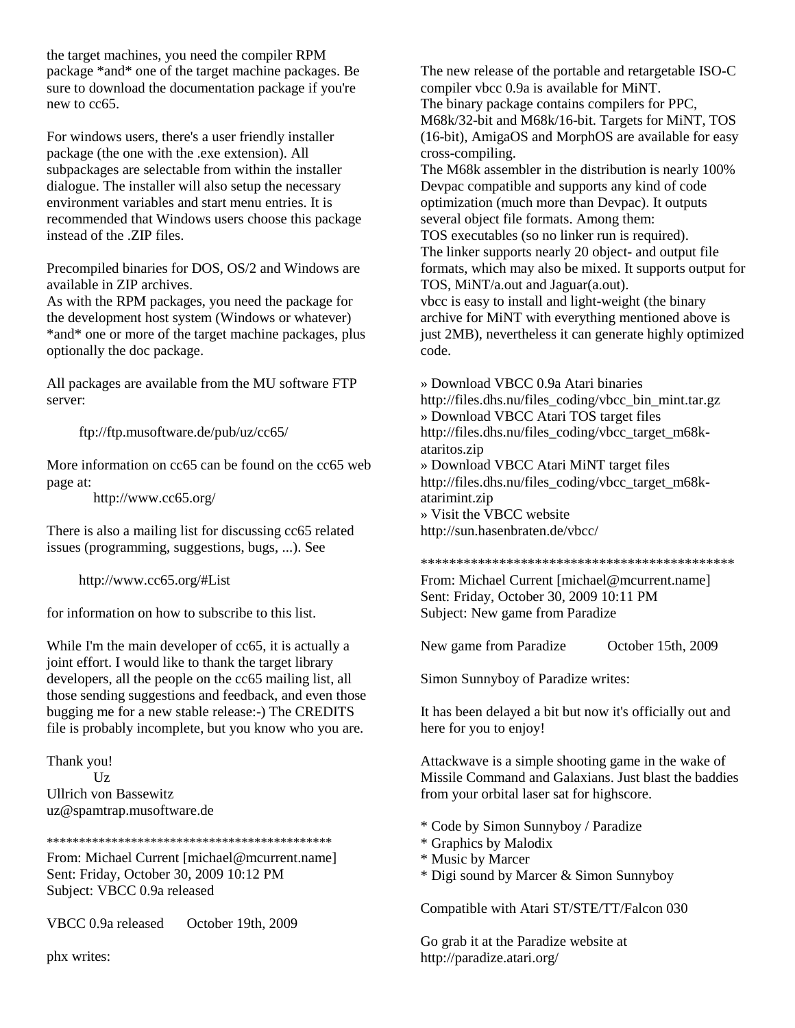the target machines, you need the compiler RPM package *and* one of the target machine packages. Be sure to download the documentation package if you're new to cc65.

For windows users, there's a user friendly installer package (the one with the .exe extension). All subpackages are selectable from within the installer dialogue. The installer will also setup the necessary environment variables and start menu entries. It is recommended that Windows users choose this package instead of the .ZIP files.

Precompiled binaries for DOS, OS/2 and Windows are available in ZIP archives.
As with the RPM packages, you need the package for the development host system (Windows or whatever) *and* one or more of the target machine packages, plus optionally the doc package.

All packages are available from the MU software FTP server:

ftp://ftp.musoftware.de/pub/uz/cc65/

More information on cc65 can be found on the cc65 web page at:
http://www.cc65.org/

There is also a mailing list for discussing cc65 related issues (programming, suggestions, bugs, ...). See

http://www.cc65.org/#List

for information on how to subscribe to this list.

While I'm the main developer of cc65, it is actually a joint effort. I would like to thank the target library developers, all the people on the cc65 mailing list, all those sending suggestions and feedback, and even those bugging me for a new stable release:-) The CREDITS file is probably incomplete, but you know who you are.

Thank you!
Uz
Ullrich von Bassewitz
uz@spamtrap.musoftware.de

********************************************
From: Michael Current [michael@mcurrent.name]
Sent: Friday, October 30, 2009 10:12 PM
Subject: VBCC 0.9a released

VBCC 0.9a released    October 19th, 2009

phx writes:

The new release of the portable and retargetable ISO-C compiler vbcc 0.9a is available for MiNT.
The binary package contains compilers for PPC, M68k/32-bit and M68k/16-bit. Targets for MiNT, TOS (16-bit), AmigaOS and MorphOS are available for easy cross-compiling.
The M68k assembler in the distribution is nearly 100% Devpac compatible and supports any kind of code optimization (much more than Devpac). It outputs several object file formats. Among them:
TOS executables (so no linker run is required).
The linker supports nearly 20 object- and output file formats, which may also be mixed. It supports output for TOS, MiNT/a.out and Jaguar(a.out).
vbcc is easy to install and light-weight (the binary archive for MiNT with everything mentioned above is just 2MB), nevertheless it can generate highly optimized code.

» Download VBCC 0.9a Atari binaries
http://files.dhs.nu/files_coding/vbcc_bin_mint.tar.gz
» Download VBCC Atari TOS target files
http://files.dhs.nu/files_coding/vbcc_target_m68k-ataritos.zip
» Download VBCC Atari MiNT target files
http://files.dhs.nu/files_coding/vbcc_target_m68k-atarimint.zip
» Visit the VBCC website
http://sun.hasenbraten.de/vbcc/

********************************************
From: Michael Current [michael@mcurrent.name]
Sent: Friday, October 30, 2009 10:11 PM
Subject: New game from Paradize

New game from Paradize    October 15th, 2009

Simon Sunnyboy of Paradize writes:

It has been delayed a bit but now it's officially out and here for you to enjoy!

Attackwave is a simple shooting game in the wake of Missile Command and Galaxians. Just blast the baddies from your orbital laser sat for highscore.

* Code by Simon Sunnyboy / Paradize
* Graphics by Malodix
* Music by Marcer
* Digi sound by Marcer & Simon Sunnyboy

Compatible with Atari ST/STE/TT/Falcon 030

Go grab it at the Paradize website at
http://paradize.atari.org/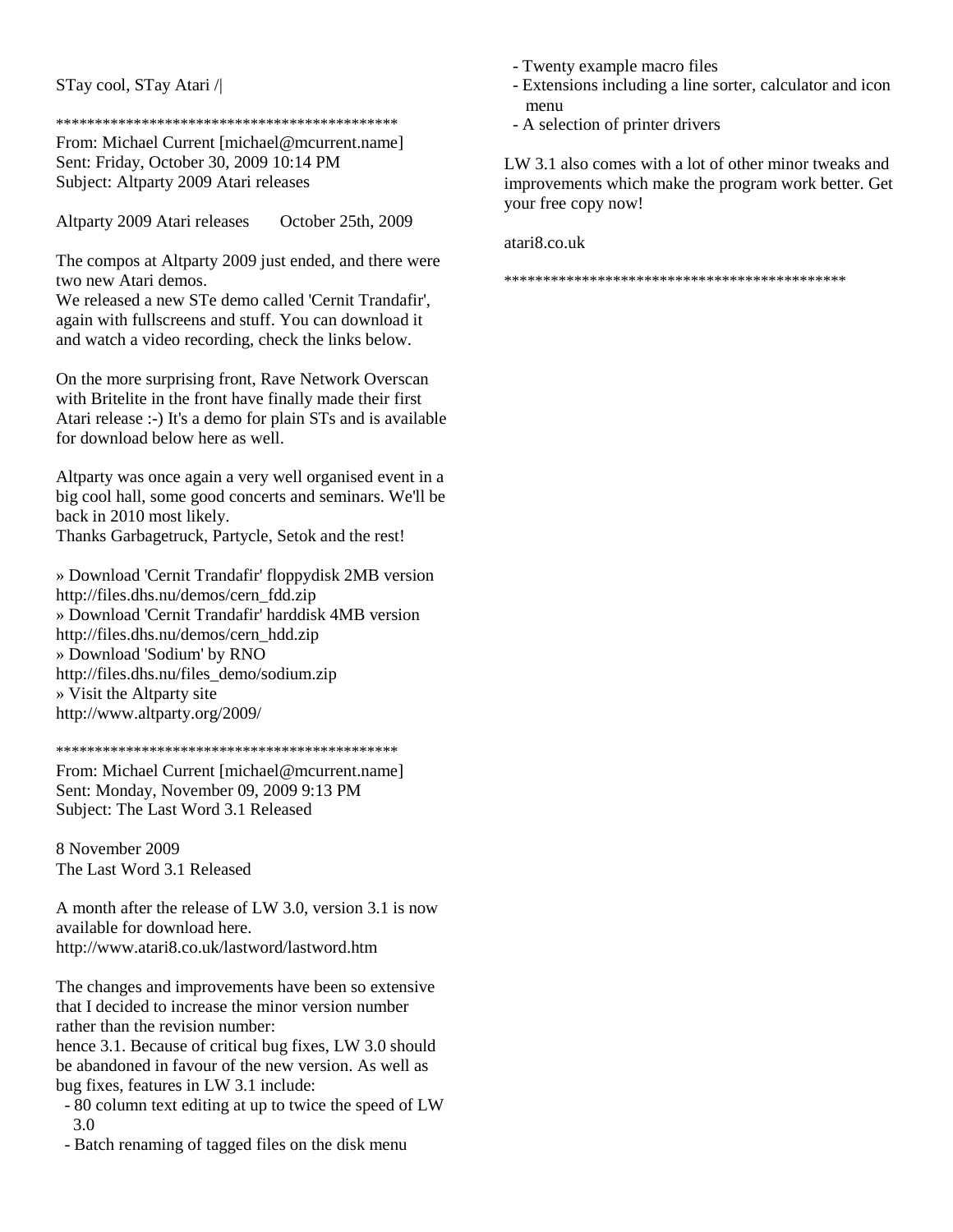STay cool, STay Atari /|

*********************************************

From: Michael Current [michael@mcurrent.name]
Sent: Friday, October 30, 2009 10:14 PM
Subject: Altparty 2009 Atari releases

Altparty 2009 Atari releases    October 25th, 2009

The compos at Altparty 2009 just ended, and there were two new Atari demos.
We released a new STe demo called 'Cernit Trandafir', again with fullscreens and stuff. You can download it and watch a video recording, check the links below.

On the more surprising front, Rave Network Overscan with Britelite in the front have finally made their first Atari release :-) It's a demo for plain STs and is available for download below here as well.

Altparty was once again a very well organised event in a big cool hall, some good concerts and seminars. We'll be back in 2010 most likely.
Thanks Garbagetruck, Partycle, Setok and the rest!

» Download 'Cernit Trandafir' floppydisk 2MB version
http://files.dhs.nu/demos/cern_fdd.zip
» Download 'Cernit Trandafir' harddisk 4MB version
http://files.dhs.nu/demos/cern_hdd.zip
» Download 'Sodium' by RNO
http://files.dhs.nu/files_demo/sodium.zip
» Visit the Altparty site
http://www.altparty.org/2009/

*********************************************

From: Michael Current [michael@mcurrent.name]
Sent: Monday, November 09, 2009 9:13 PM
Subject: The Last Word 3.1 Released

8 November 2009
The Last Word 3.1 Released

A month after the release of LW 3.0, version 3.1 is now available for download here.
http://www.atari8.co.uk/lastword/lastword.htm

The changes and improvements have been so extensive that I decided to increase the minor version number rather than the revision number:
hence 3.1. Because of critical bug fixes, LW 3.0 should be abandoned in favour of the new version. As well as bug fixes, features in LW 3.1 include:

- 80 column text editing at up to twice the speed of LW 3.0
- Batch renaming of tagged files on the disk menu
- Twenty example macro files
- Extensions including a line sorter, calculator and icon menu
- A selection of printer drivers

LW 3.1 also comes with a lot of other minor tweaks and improvements which make the program work better. Get your free copy now!

atari8.co.uk

*********************************************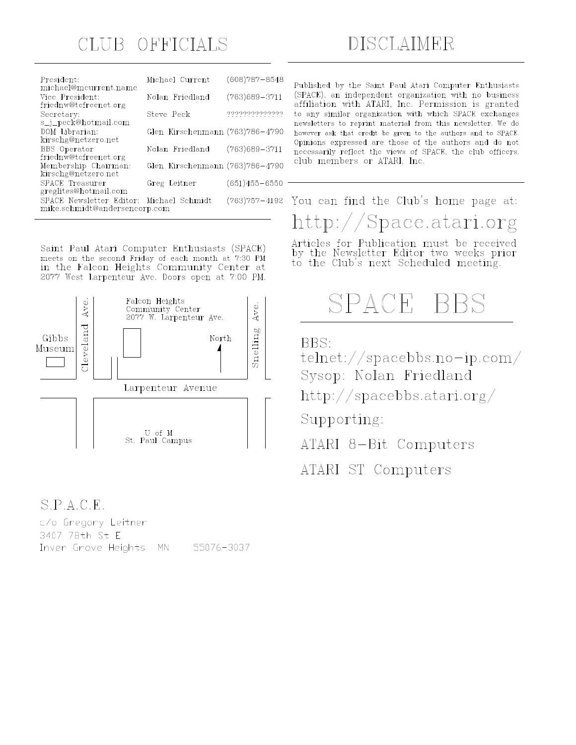# CLUB OFFICIALS

| | | |
|---|---|---|
| President: michael@mcurrent.name | Michael Current | (608)787-8548 |
| Vice President: friednw@tcfreenet.org | Nolan Friedland | (763)689-3711 |
| Secretary: s_j_peck@hotmail.com | Steve Peck | ?????????????? |
| DOM Librarian: kirschg@netzero.net | Glen Kirschenmann | (763)786-4790 |
| BBS Operator friednw@tcfreenet.org | Nolan Friedland | (763)689-3711 |
| Membership Chairman: kirschg@netzero.net | Glen Kirschenmann | (763)786-4790 |
| SPACE Treasurer greglites@hotmail.com | Greg Leitner | (651)455-6550 |
| SPACE Newsletter Editor: mike.schmidt@andersencorp.com | Michael Schmidt | (763)757-4192 |

Saint Paul Atari Computer Enthusiasts (SPACE) meets on the second Friday of each month at 7:30 PM in the Falcon Heights Community Center at 2077 West Larpenteur Ave. Doors open at 7:00 PM.

Falcon Heights Community Center 2077 W. Larpenteur Ave.

Gibbs Museum

Cleveland Ave.

Snelling Ave.

North

Larpenteur Avenue

U of M St. Paul Campus

# DISCLAIMER

Published by the Saint Paul Atari Computer Enthusiasts (SPACE), an independent organization with no business affiliation with ATARI, Inc. Permission is granted to any similar organization with which SPACE exchanges newsletters to reprint material from this newsletter. We do however ask that credit be given to the authors and to SPACE. Opinions expressed are those of the authors and do not necessarily reflect the views of SPACE, the club officers, club members or ATARI, Inc.

You can find the Club's home page at:

http://Space.atari.org

Articles for Publication must be received by the Newsletter Editor two weeks prior to the Club's next Scheduled meeting.

# SPACE BBS

BBS:
telnet://spacebbs.no-ip.com/
Sysop: Nolan Friedland
http://spacebbs.atari.org/

Supporting:

ATARI 8-Bit Computers

ATARI ST Computers

S.P.A.C.E.
c/o Gregory Leitner
3407 78th St E
Inver Grove Heights MN 55076-3037